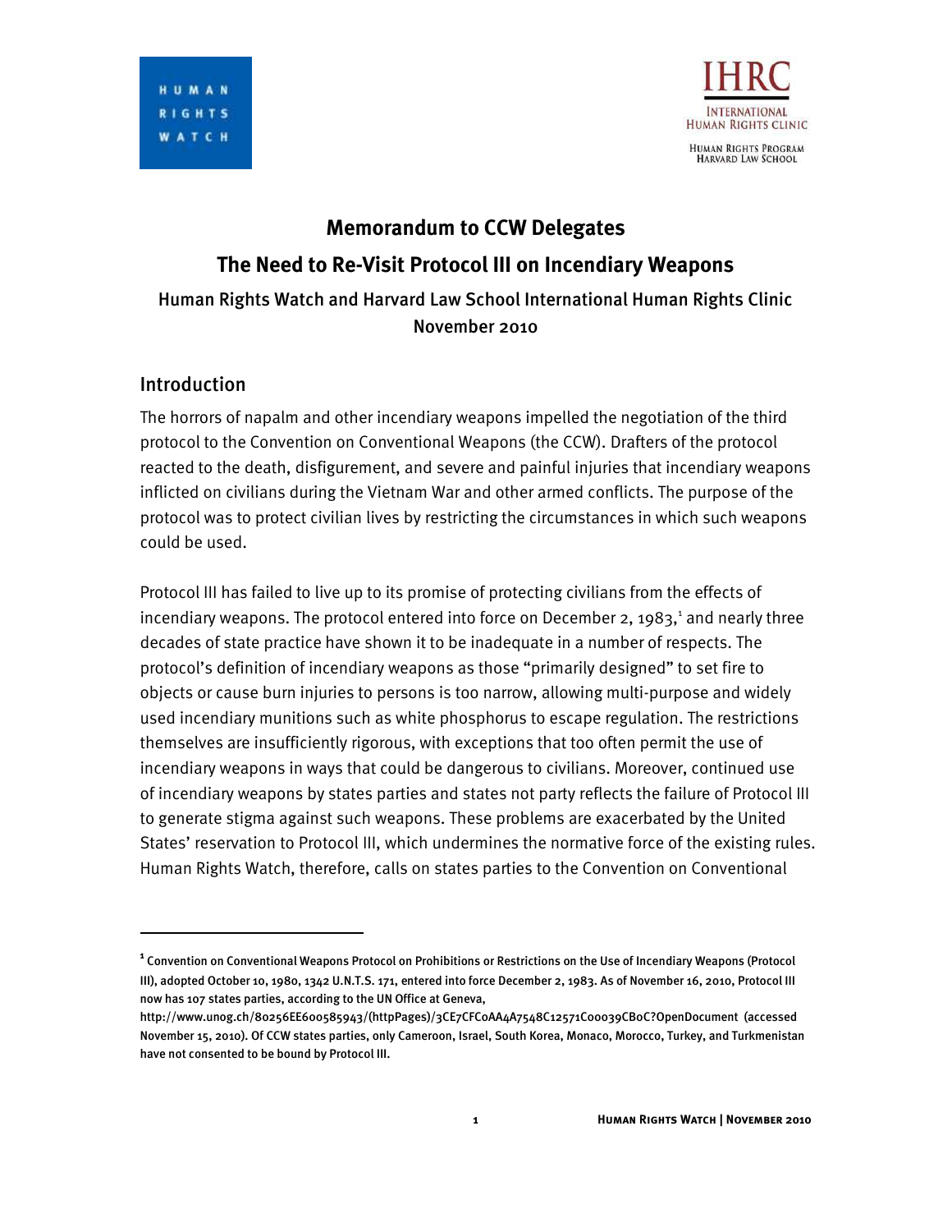# Memorandum to CCW Delegates

## The Need to Re-Visit Protocol III on Incendiary Weapons

Human Rights Watch and Harvard Law School International Human Rights Clinic
November 2010

## Introduction

The horrors of napalm and other incendiary weapons impelled the negotiation of the third protocol to the Convention on Conventional Weapons (the CCW). Drafters of the protocol reacted to the death, disfigurement, and severe and painful injuries that incendiary weapons inflicted on civilians during the Vietnam War and other armed conflicts. The purpose of the protocol was to protect civilian lives by restricting the circumstances in which such weapons could be used.

Protocol III has failed to live up to its promise of protecting civilians from the effects of incendiary weapons. The protocol entered into force on December 2, 1983,[1] and nearly three decades of state practice have shown it to be inadequate in a number of respects. The protocol's definition of incendiary weapons as those "primarily designed" to set fire to objects or cause burn injuries to persons is too narrow, allowing multi-purpose and widely used incendiary munitions such as white phosphorus to escape regulation. The restrictions themselves are insufficiently rigorous, with exceptions that too often permit the use of incendiary weapons in ways that could be dangerous to civilians. Moreover, continued use of incendiary weapons by states parties and states not party reflects the failure of Protocol III to generate stigma against such weapons. These problems are exacerbated by the United States' reservation to Protocol III, which undermines the normative force of the existing rules. Human Rights Watch, therefore, calls on states parties to the Convention on Conventional

---

[1] Convention on Conventional Weapons Protocol on Prohibitions or Restrictions on the Use of Incendiary Weapons (Protocol III), adopted October 10, 1980, 1342 U.N.T.S. 171, entered into force December 2, 1983. As of November 16, 2010, Protocol III now has 107 states parties, according to the UN Office at Geneva, http://www.unog.ch/80256EE600585943/(httpPages)/3CE7CFC0AA4A7548C12571C00039CB0C?OpenDocument (accessed November 15, 2010). Of CCW states parties, only Cameroon, Israel, South Korea, Monaco, Morocco, Turkey, and Turkmenistan have not consented to be bound by Protocol III.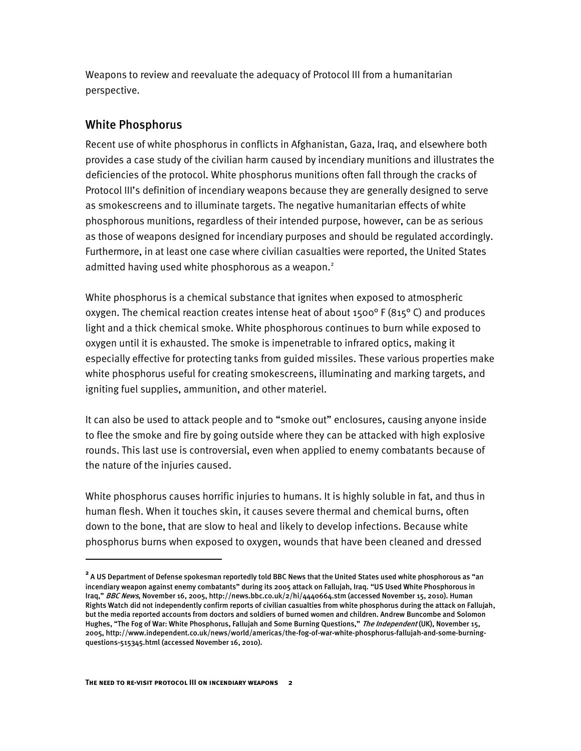Weapons to review and reevaluate the adequacy of Protocol III from a humanitarian perspective.

## White Phosphorus

Recent use of white phosphorus in conflicts in Afghanistan, Gaza, Iraq, and elsewhere both provides a case study of the civilian harm caused by incendiary munitions and illustrates the deficiencies of the protocol. White phosphorus munitions often fall through the cracks of Protocol III's definition of incendiary weapons because they are generally designed to serve as smokescreens and to illuminate targets. The negative humanitarian effects of white phosphorous munitions, regardless of their intended purpose, however, can be as serious as those of weapons designed for incendiary purposes and should be regulated accordingly. Furthermore, in at least one case where civilian casualties were reported, the United States admitted having used white phosphorous as a weapon.[2]

White phosphorus is a chemical substance that ignites when exposed to atmospheric oxygen. The chemical reaction creates intense heat of about 1500° F (815° C) and produces light and a thick chemical smoke. White phosphorous continues to burn while exposed to oxygen until it is exhausted. The smoke is impenetrable to infrared optics, making it especially effective for protecting tanks from guided missiles. These various properties make white phosphorus useful for creating smokescreens, illuminating and marking targets, and igniting fuel supplies, ammunition, and other materiel.

It can also be used to attack people and to "smoke out" enclosures, causing anyone inside to flee the smoke and fire by going outside where they can be attacked with high explosive rounds. This last use is controversial, even when applied to enemy combatants because of the nature of the injuries caused.

White phosphorus causes horrific injuries to humans. It is highly soluble in fat, and thus in human flesh. When it touches skin, it causes severe thermal and chemical burns, often down to the bone, that are slow to heal and likely to develop infections. Because white phosphorus burns when exposed to oxygen, wounds that have been cleaned and dressed

---

[2] A US Department of Defense spokesman reportedly told BBC News that the United States used white phosphorous as "an incendiary weapon against enemy combatants" during its 2005 attack on Fallujah, Iraq. "US Used White Phosphorous in Iraq," *BBC News*, November 16, 2005, http://news.bbc.co.uk/2/hi/4440664.stm (accessed November 15, 2010). Human Rights Watch did not independently confirm reports of civilian casualties from white phosphorus during the attack on Fallujah, but the media reported accounts from doctors and soldiers of burned women and children. Andrew Buncombe and Solomon Hughes, "The Fog of War: White Phosphorus, Fallujah and Some Burning Questions," *The Independent* (UK), November 15, 2005, http://www.independent.co.uk/news/world/americas/the-fog-of-war-white-phosphorus-fallujah-and-some-burning-questions-515345.html (accessed November 16, 2010).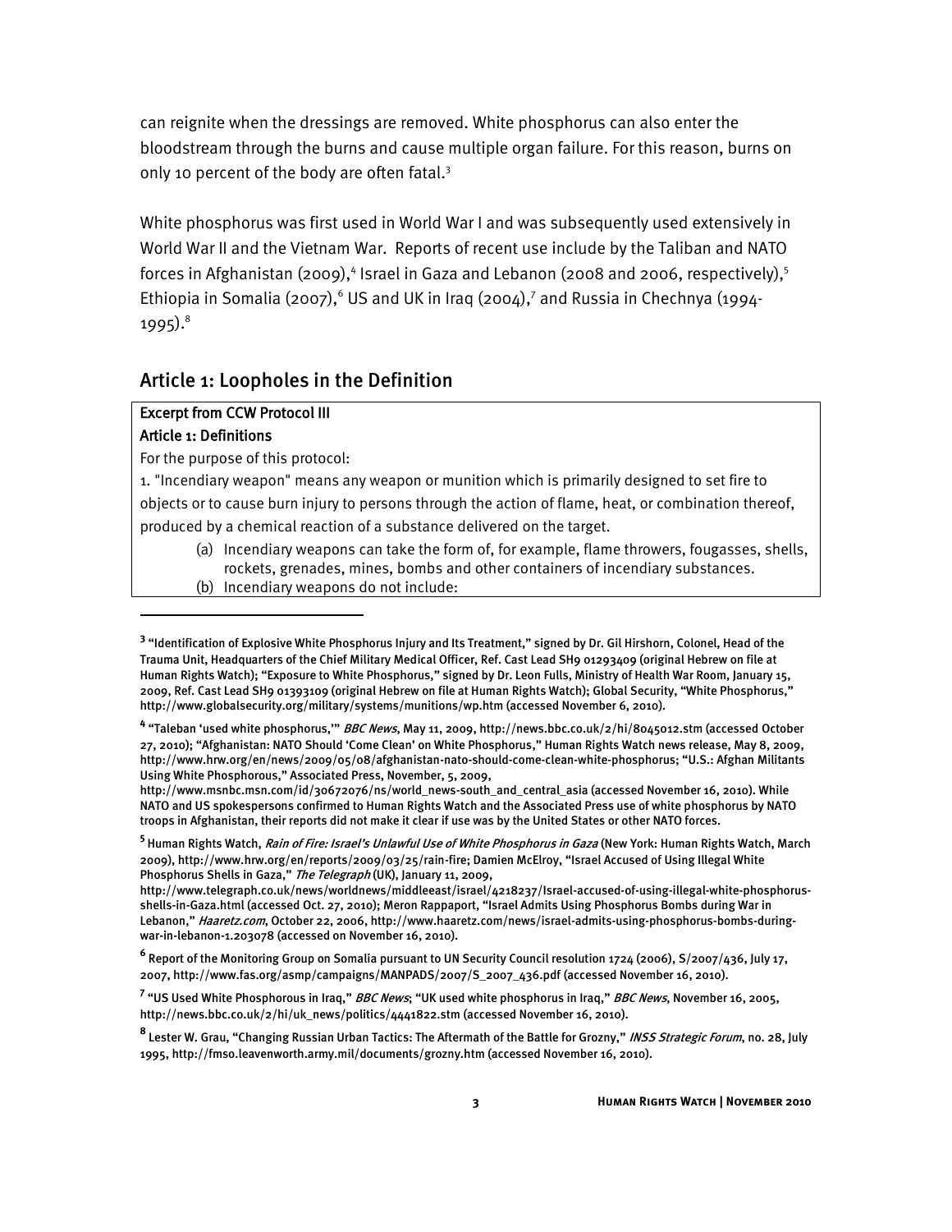can reignite when the dressings are removed. White phosphorus can also enter the bloodstream through the burns and cause multiple organ failure. For this reason, burns on only 10 percent of the body are often fatal.[3]

White phosphorus was first used in World War I and was subsequently used extensively in World War II and the Vietnam War. Reports of recent use include by the Taliban and NATO forces in Afghanistan (2009),[4] Israel in Gaza and Lebanon (2008 and 2006, respectively),[5] Ethiopia in Somalia (2007),[6] US and UK in Iraq (2004),[7] and Russia in Chechnya (1994-1995).[8]

## Article 1: Loopholes in the Definition

**Excerpt from CCW Protocol III**

**Article 1: Definitions**

For the purpose of this protocol:

1. "Incendiary weapon" means any weapon or munition which is primarily designed to set fire to objects or to cause burn injury to persons through the action of flame, heat, or combination thereof, produced by a chemical reaction of a substance delivered on the target.

   (a) Incendiary weapons can take the form of, for example, flame throwers, fougasses, shells, rockets, grenades, mines, bombs and other containers of incendiary substances.

   (b) Incendiary weapons do not include:

---

[3] "Identification of Explosive White Phosphorus Injury and Its Treatment," signed by Dr. Gil Hirshorn, Colonel, Head of the Trauma Unit, Headquarters of the Chief Military Medical Officer, Ref. Cast Lead SH9 01293409 (original Hebrew on file at Human Rights Watch); "Exposure to White Phosphorus," signed by Dr. Leon Fulls, Ministry of Health War Room, January 15, 2009, Ref. Cast Lead SH9 01393109 (original Hebrew on file at Human Rights Watch); Global Security, "White Phosphorus," http://www.globalsecurity.org/military/systems/munitions/wp.htm (accessed November 6, 2010).

[4] "Taleban 'used white phosphorus,'" *BBC News*, May 11, 2009, http://news.bbc.co.uk/2/hi/8045012.stm (accessed October 27, 2010); "Afghanistan: NATO Should 'Come Clean' on White Phosphorus," Human Rights Watch news release, May 8, 2009, http://www.hrw.org/en/news/2009/05/08/afghanistan-nato-should-come-clean-white-phosphorus; "U.S.: Afghan Militants Using White Phosphorous," Associated Press, November, 5, 2009, http://www.msnbc.msn.com/id/30672076/ns/world_news-south_and_central_asia (accessed November 16, 2010). While NATO and US spokespersons confirmed to Human Rights Watch and the Associated Press use of white phosphorus by NATO troops in Afghanistan, their reports did not make it clear if use was by the United States or other NATO forces.

[5] Human Rights Watch, *Rain of Fire: Israel's Unlawful Use of White Phosphorus in Gaza* (New York: Human Rights Watch, March 2009), http://www.hrw.org/en/reports/2009/03/25/rain-fire; Damien McElroy, "Israel Accused of Using Illegal White Phosphorus Shells in Gaza," *The Telegraph* (UK), January 11, 2009, http://www.telegraph.co.uk/news/worldnews/middleeast/israel/4218237/Israel-accused-of-using-illegal-white-phosphorus-shells-in-Gaza.html (accessed Oct. 27, 2010); Meron Rappaport, "Israel Admits Using Phosphorus Bombs during War in Lebanon," *Haaretz.com*, October 22, 2006, http://www.haaretz.com/news/israel-admits-using-phosphorus-bombs-during-war-in-lebanon-1.203078 (accessed on November 16, 2010).

[6] Report of the Monitoring Group on Somalia pursuant to UN Security Council resolution 1724 (2006), S/2007/436, July 17, 2007, http://www.fas.org/asmp/campaigns/MANPADS/2007/S_2007_436.pdf (accessed November 16, 2010).

[7] "US Used White Phosphorous in Iraq," *BBC News*; "UK used white phosphorus in Iraq," *BBC News*, November 16, 2005, http://news.bbc.co.uk/2/hi/uk_news/politics/4441822.stm (accessed November 16, 2010).

[8] Lester W. Grau, "Changing Russian Urban Tactics: The Aftermath of the Battle for Grozny," *INSS Strategic Forum*, no. 28, July 1995, http://fmso.leavenworth.army.mil/documents/grozny.htm (accessed November 16, 2010).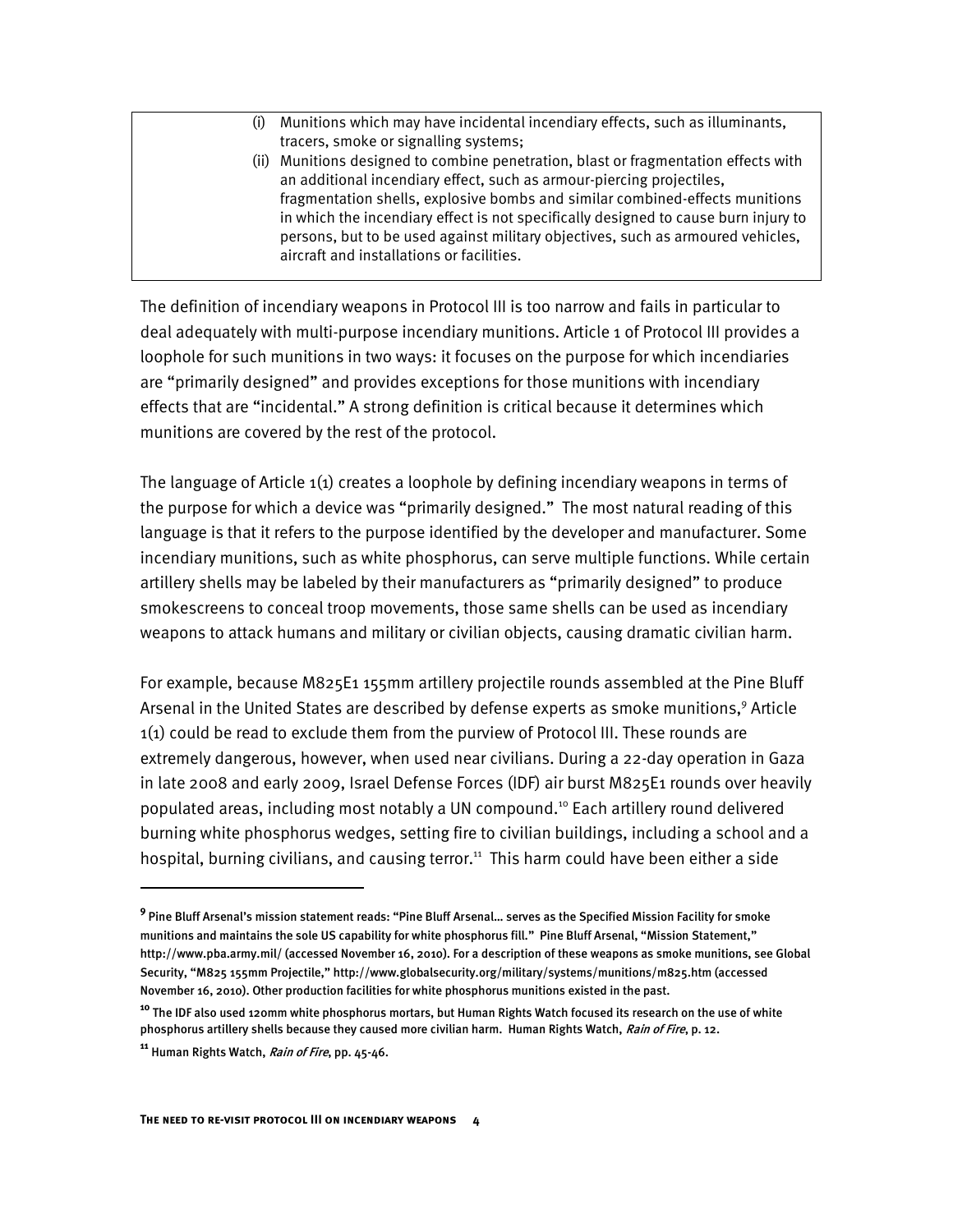> (i) Munitions which may have incidental incendiary effects, such as illuminants, tracers, smoke or signalling systems;
>
> (ii) Munitions designed to combine penetration, blast or fragmentation effects with an additional incendiary effect, such as armour-piercing projectiles, fragmentation shells, explosive bombs and similar combined-effects munitions in which the incendiary effect is not specifically designed to cause burn injury to persons, but to be used against military objectives, such as armoured vehicles, aircraft and installations or facilities.

The definition of incendiary weapons in Protocol III is too narrow and fails in particular to deal adequately with multi-purpose incendiary munitions. Article 1 of Protocol III provides a loophole for such munitions in two ways: it focuses on the purpose for which incendiaries are "primarily designed" and provides exceptions for those munitions with incendiary effects that are "incidental." A strong definition is critical because it determines which munitions are covered by the rest of the protocol.

The language of Article 1(1) creates a loophole by defining incendiary weapons in terms of the purpose for which a device was "primarily designed." The most natural reading of this language is that it refers to the purpose identified by the developer and manufacturer. Some incendiary munitions, such as white phosphorus, can serve multiple functions. While certain artillery shells may be labeled by their manufacturers as "primarily designed" to produce smokescreens to conceal troop movements, those same shells can be used as incendiary weapons to attack humans and military or civilian objects, causing dramatic civilian harm.

For example, because M825E1 155mm artillery projectile rounds assembled at the Pine Bluff Arsenal in the United States are described by defense experts as smoke munitions,[9] Article 1(1) could be read to exclude them from the purview of Protocol III. These rounds are extremely dangerous, however, when used near civilians. During a 22-day operation in Gaza in late 2008 and early 2009, Israel Defense Forces (IDF) air burst M825E1 rounds over heavily populated areas, including most notably a UN compound.[10] Each artillery round delivered burning white phosphorus wedges, setting fire to civilian buildings, including a school and a hospital, burning civilians, and causing terror.[11] This harm could have been either a side

---

[9] Pine Bluff Arsenal's mission statement reads: "Pine Bluff Arsenal… serves as the Specified Mission Facility for smoke munitions and maintains the sole US capability for white phosphorus fill." Pine Bluff Arsenal, "Mission Statement," http://www.pba.army.mil/ (accessed November 16, 2010). For a description of these weapons as smoke munitions, see Global Security, "M825 155mm Projectile," http://www.globalsecurity.org/military/systems/munitions/m825.htm (accessed November 16, 2010). Other production facilities for white phosphorus munitions existed in the past.

[10] The IDF also used 120mm white phosphorus mortars, but Human Rights Watch focused its research on the use of white phosphorus artillery shells because they caused more civilian harm. Human Rights Watch, *Rain of Fire*, p. 12.

[11] Human Rights Watch, *Rain of Fire*, pp. 45-46.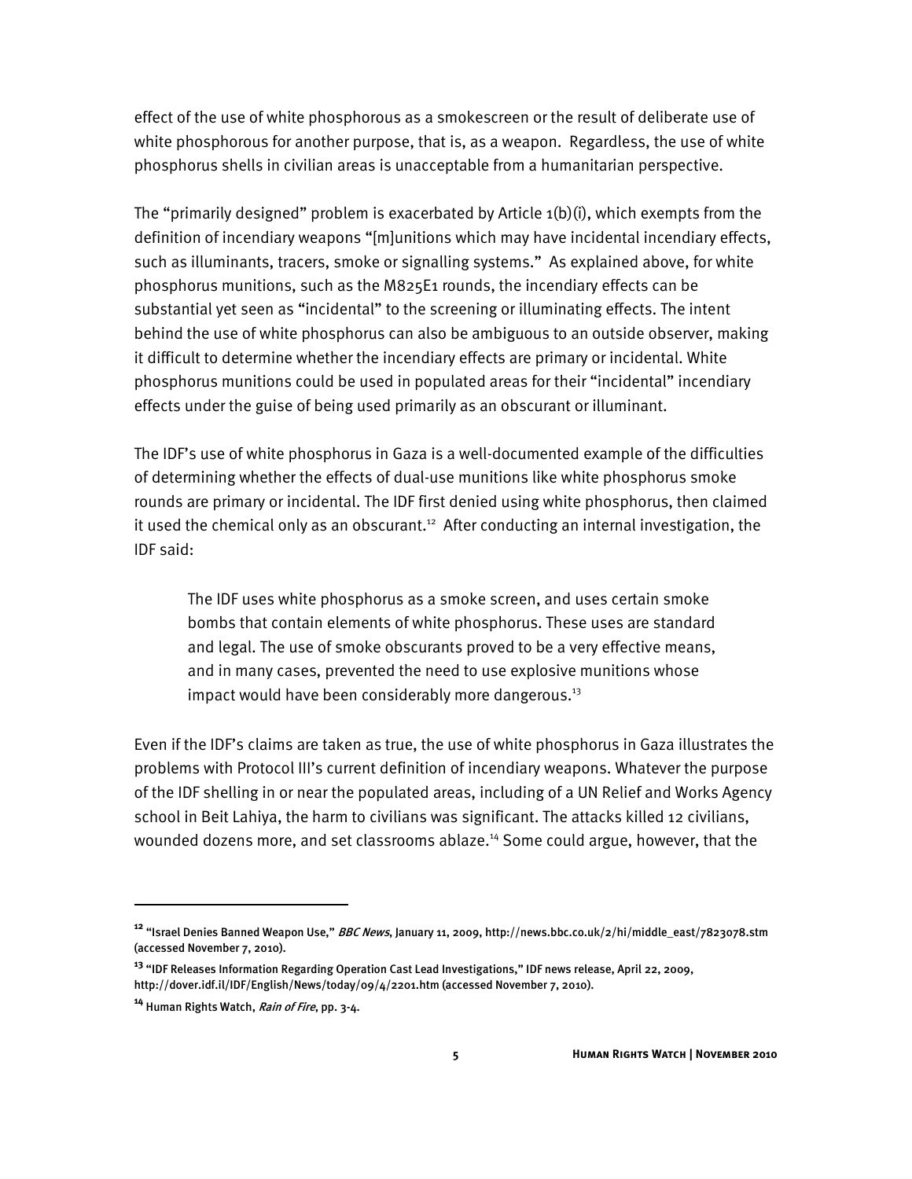effect of the use of white phosphorous as a smokescreen or the result of deliberate use of white phosphorous for another purpose, that is, as a weapon. Regardless, the use of white phosphorus shells in civilian areas is unacceptable from a humanitarian perspective.

The "primarily designed" problem is exacerbated by Article 1(b)(i), which exempts from the definition of incendiary weapons "[m]unitions which may have incidental incendiary effects, such as illuminants, tracers, smoke or signalling systems." As explained above, for white phosphorus munitions, such as the M825E1 rounds, the incendiary effects can be substantial yet seen as "incidental" to the screening or illuminating effects. The intent behind the use of white phosphorus can also be ambiguous to an outside observer, making it difficult to determine whether the incendiary effects are primary or incidental. White phosphorus munitions could be used in populated areas for their "incidental" incendiary effects under the guise of being used primarily as an obscurant or illuminant.

The IDF's use of white phosphorus in Gaza is a well-documented example of the difficulties of determining whether the effects of dual-use munitions like white phosphorus smoke rounds are primary or incidental. The IDF first denied using white phosphorus, then claimed it used the chemical only as an obscurant.[12] After conducting an internal investigation, the IDF said:

> The IDF uses white phosphorus as a smoke screen, and uses certain smoke bombs that contain elements of white phosphorus. These uses are standard and legal. The use of smoke obscurants proved to be a very effective means, and in many cases, prevented the need to use explosive munitions whose impact would have been considerably more dangerous.[13]

Even if the IDF's claims are taken as true, the use of white phosphorus in Gaza illustrates the problems with Protocol III's current definition of incendiary weapons. Whatever the purpose of the IDF shelling in or near the populated areas, including of a UN Relief and Works Agency school in Beit Lahiya, the harm to civilians was significant. The attacks killed 12 civilians, wounded dozens more, and set classrooms ablaze.[14] Some could argue, however, that the

---

[12] "Israel Denies Banned Weapon Use," *BBC News*, January 11, 2009, http://news.bbc.co.uk/2/hi/middle_east/7823078.stm (accessed November 7, 2010).

[13] "IDF Releases Information Regarding Operation Cast Lead Investigations," IDF news release, April 22, 2009, http://dover.idf.il/IDF/English/News/today/09/4/2201.htm (accessed November 7, 2010).

[14] Human Rights Watch, *Rain of Fire*, pp. 3-4.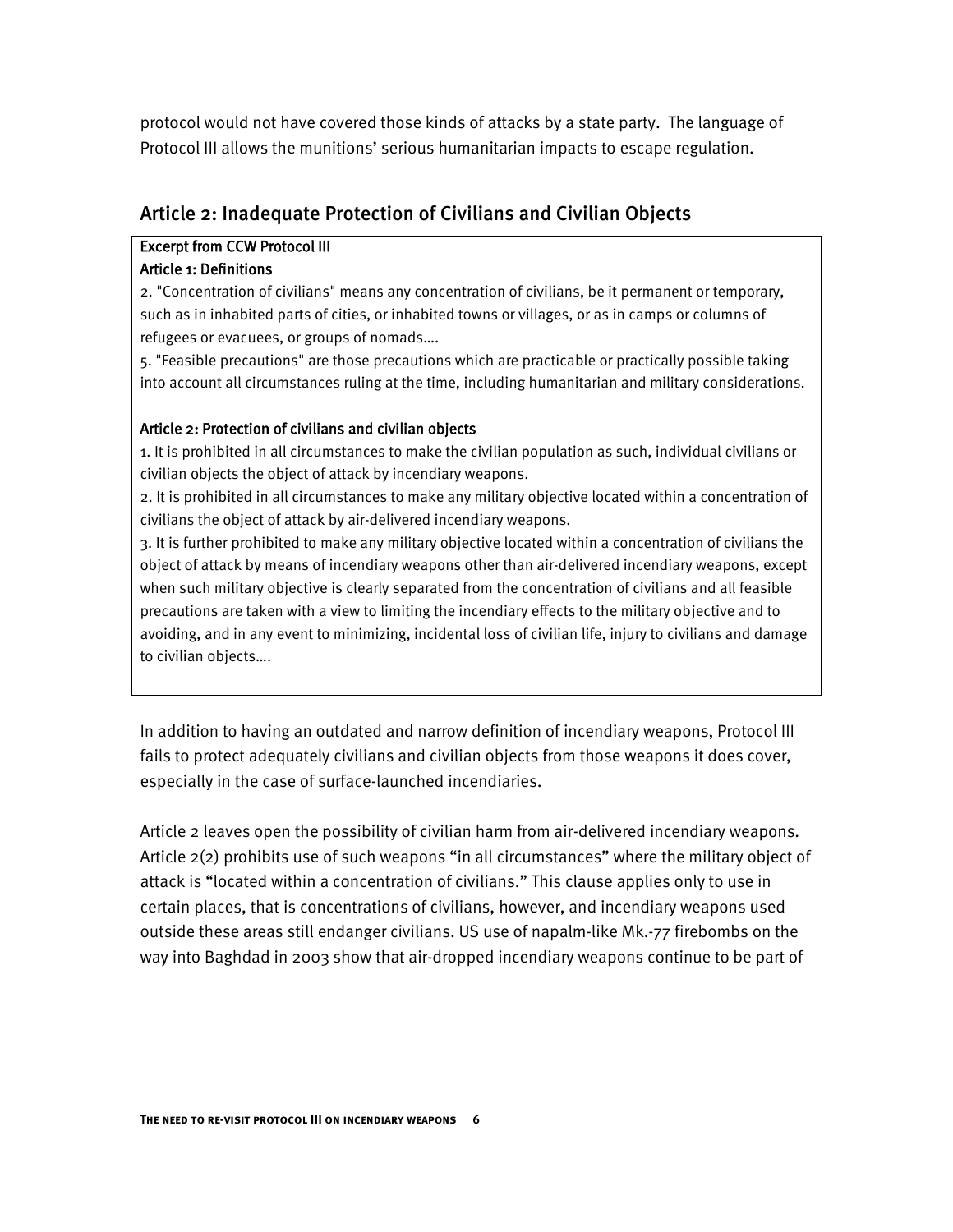protocol would not have covered those kinds of attacks by a state party. The language of Protocol III allows the munitions' serious humanitarian impacts to escape regulation.

## Article 2: Inadequate Protection of Civilians and Civilian Objects

> **Excerpt from CCW Protocol III**
>
> **Article 1: Definitions**
>
> 2. "Concentration of civilians" means any concentration of civilians, be it permanent or temporary, such as in inhabited parts of cities, or inhabited towns or villages, or as in camps or columns of refugees or evacuees, or groups of nomads….
>
> 5. "Feasible precautions" are those precautions which are practicable or practically possible taking into account all circumstances ruling at the time, including humanitarian and military considerations.
>
> **Article 2: Protection of civilians and civilian objects**
>
> 1. It is prohibited in all circumstances to make the civilian population as such, individual civilians or civilian objects the object of attack by incendiary weapons.
>
> 2. It is prohibited in all circumstances to make any military objective located within a concentration of civilians the object of attack by air-delivered incendiary weapons.
>
> 3. It is further prohibited to make any military objective located within a concentration of civilians the object of attack by means of incendiary weapons other than air-delivered incendiary weapons, except when such military objective is clearly separated from the concentration of civilians and all feasible precautions are taken with a view to limiting the incendiary effects to the military objective and to avoiding, and in any event to minimizing, incidental loss of civilian life, injury to civilians and damage to civilian objects….

In addition to having an outdated and narrow definition of incendiary weapons, Protocol III fails to protect adequately civilians and civilian objects from those weapons it does cover, especially in the case of surface-launched incendiaries.

Article 2 leaves open the possibility of civilian harm from air-delivered incendiary weapons. Article 2(2) prohibits use of such weapons "in all circumstances" where the military object of attack is "located within a concentration of civilians." This clause applies only to use in certain places, that is concentrations of civilians, however, and incendiary weapons used outside these areas still endanger civilians. US use of napalm-like Mk.-77 firebombs on the way into Baghdad in 2003 show that air-dropped incendiary weapons continue to be part of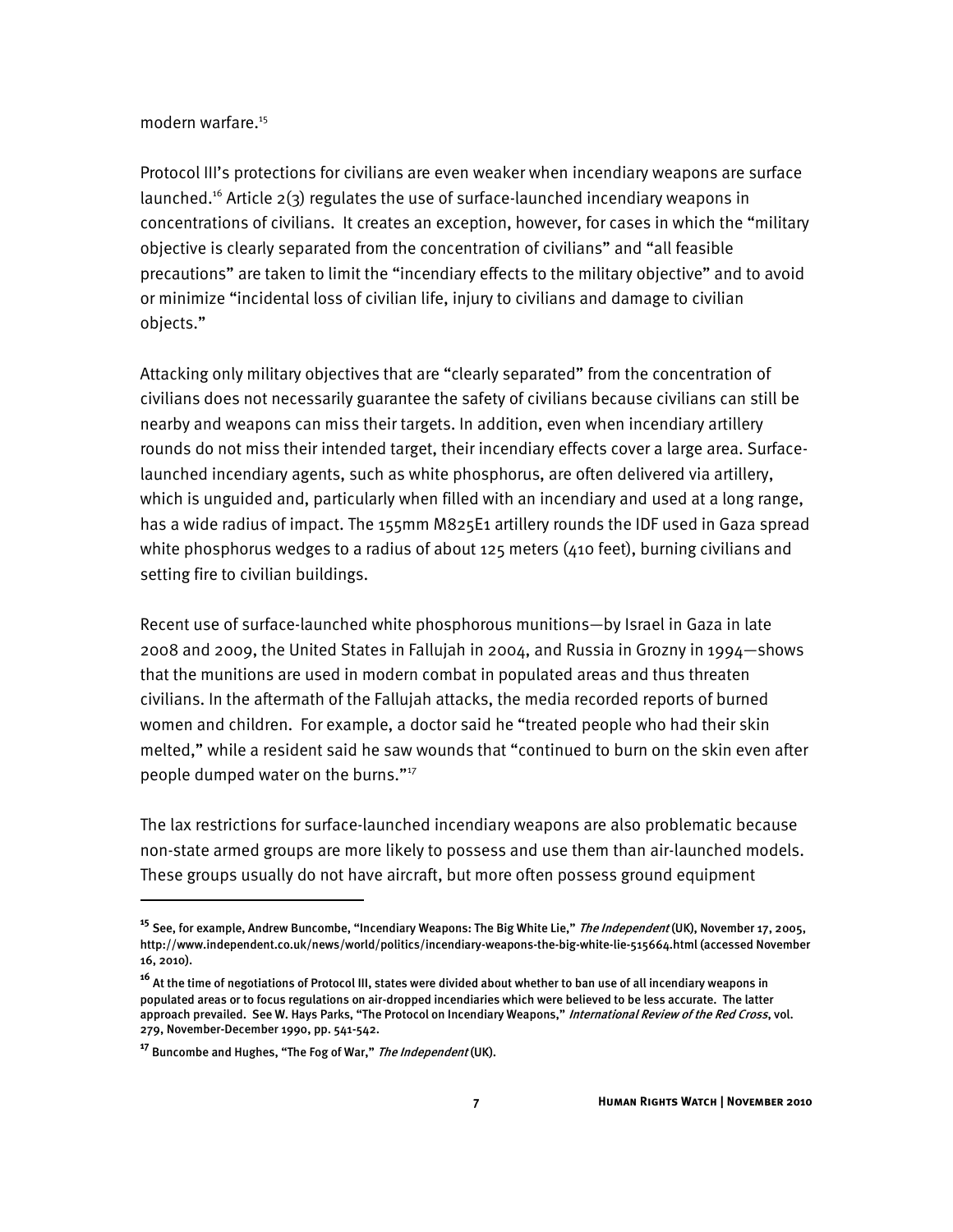modern warfare.[15]

Protocol III's protections for civilians are even weaker when incendiary weapons are surface launched.[16] Article 2(3) regulates the use of surface-launched incendiary weapons in concentrations of civilians. It creates an exception, however, for cases in which the "military objective is clearly separated from the concentration of civilians" and "all feasible precautions" are taken to limit the "incendiary effects to the military objective" and to avoid or minimize "incidental loss of civilian life, injury to civilians and damage to civilian objects."

Attacking only military objectives that are "clearly separated" from the concentration of civilians does not necessarily guarantee the safety of civilians because civilians can still be nearby and weapons can miss their targets. In addition, even when incendiary artillery rounds do not miss their intended target, their incendiary effects cover a large area. Surface-launched incendiary agents, such as white phosphorus, are often delivered via artillery, which is unguided and, particularly when filled with an incendiary and used at a long range, has a wide radius of impact. The 155mm M825E1 artillery rounds the IDF used in Gaza spread white phosphorus wedges to a radius of about 125 meters (410 feet), burning civilians and setting fire to civilian buildings.

Recent use of surface-launched white phosphorous munitions—by Israel in Gaza in late 2008 and 2009, the United States in Fallujah in 2004, and Russia in Grozny in 1994—shows that the munitions are used in modern combat in populated areas and thus threaten civilians. In the aftermath of the Fallujah attacks, the media recorded reports of burned women and children. For example, a doctor said he "treated people who had their skin melted," while a resident said he saw wounds that "continued to burn on the skin even after people dumped water on the burns."[17]

The lax restrictions for surface-launched incendiary weapons are also problematic because non-state armed groups are more likely to possess and use them than air-launched models. These groups usually do not have aircraft, but more often possess ground equipment

---

[15] See, for example, Andrew Buncombe, "Incendiary Weapons: The Big White Lie," *The Independent* (UK), November 17, 2005, http://www.independent.co.uk/news/world/politics/incendiary-weapons-the-big-white-lie-515664.html (accessed November 16, 2010).

[16] At the time of negotiations of Protocol III, states were divided about whether to ban use of all incendiary weapons in populated areas or to focus regulations on air-dropped incendiaries which were believed to be less accurate. The latter approach prevailed. See W. Hays Parks, "The Protocol on Incendiary Weapons," *International Review of the Red Cross*, vol. 279, November-December 1990, pp. 541-542.

[17] Buncombe and Hughes, "The Fog of War," *The Independent* (UK).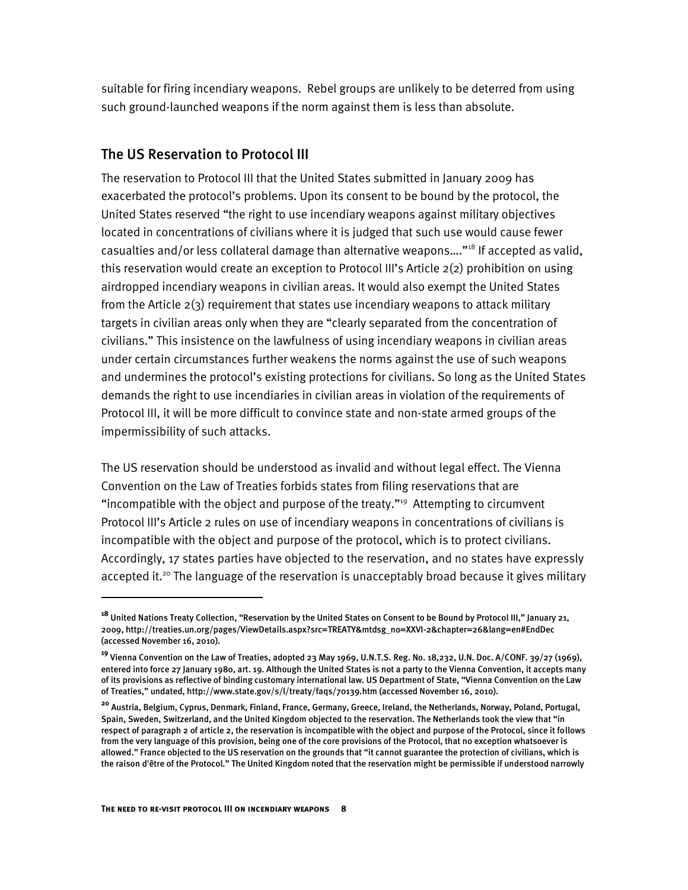suitable for firing incendiary weapons. Rebel groups are unlikely to be deterred from using such ground-launched weapons if the norm against them is less than absolute.

## The US Reservation to Protocol III

The reservation to Protocol III that the United States submitted in January 2009 has exacerbated the protocol's problems. Upon its consent to be bound by the protocol, the United States reserved "the right to use incendiary weapons against military objectives located in concentrations of civilians where it is judged that such use would cause fewer casualties and/or less collateral damage than alternative weapons…."[18] If accepted as valid, this reservation would create an exception to Protocol III's Article 2(2) prohibition on using airdropped incendiary weapons in civilian areas. It would also exempt the United States from the Article 2(3) requirement that states use incendiary weapons to attack military targets in civilian areas only when they are "clearly separated from the concentration of civilians." This insistence on the lawfulness of using incendiary weapons in civilian areas under certain circumstances further weakens the norms against the use of such weapons and undermines the protocol's existing protections for civilians. So long as the United States demands the right to use incendiaries in civilian areas in violation of the requirements of Protocol III, it will be more difficult to convince state and non-state armed groups of the impermissibility of such attacks.

The US reservation should be understood as invalid and without legal effect. The Vienna Convention on the Law of Treaties forbids states from filing reservations that are "incompatible with the object and purpose of the treaty."[19] Attempting to circumvent Protocol III's Article 2 rules on use of incendiary weapons in concentrations of civilians is incompatible with the object and purpose of the protocol, which is to protect civilians. Accordingly, 17 states parties have objected to the reservation, and no states have expressly accepted it.[20] The language of the reservation is unacceptably broad because it gives military

---

[18] United Nations Treaty Collection, "Reservation by the United States on Consent to be Bound by Protocol III," January 21, 2009, http://treaties.un.org/pages/ViewDetails.aspx?src=TREATY&mtdsg_no=XXVI-2&chapter=26&lang=en#EndDec (accessed November 16, 2010).

[19] Vienna Convention on the Law of Treaties, adopted 23 May 1969, U.N.T.S. Reg. No. 18,232, U.N. Doc. A/CONF. 39/27 (1969), entered into force 27 January 1980, art. 19. Although the United States is not a party to the Vienna Convention, it accepts many of its provisions as reflective of binding customary international law. US Department of State, "Vienna Convention on the Law of Treaties," undated, http://www.state.gov/s/l/treaty/faqs/70139.htm (accessed November 16, 2010).

[20] Austria, Belgium, Cyprus, Denmark, Finland, France, Germany, Greece, Ireland, the Netherlands, Norway, Poland, Portugal, Spain, Sweden, Switzerland, and the United Kingdom objected to the reservation. The Netherlands took the view that "in respect of paragraph 2 of article 2, the reservation is incompatible with the object and purpose of the Protocol, since it follows from the very language of this provision, being one of the core provisions of the Protocol, that no exception whatsoever is allowed." France objected to the US reservation on the grounds that "it cannot guarantee the protection of civilians, which is the raison d'être of the Protocol." The United Kingdom noted that the reservation might be permissible if understood narrowly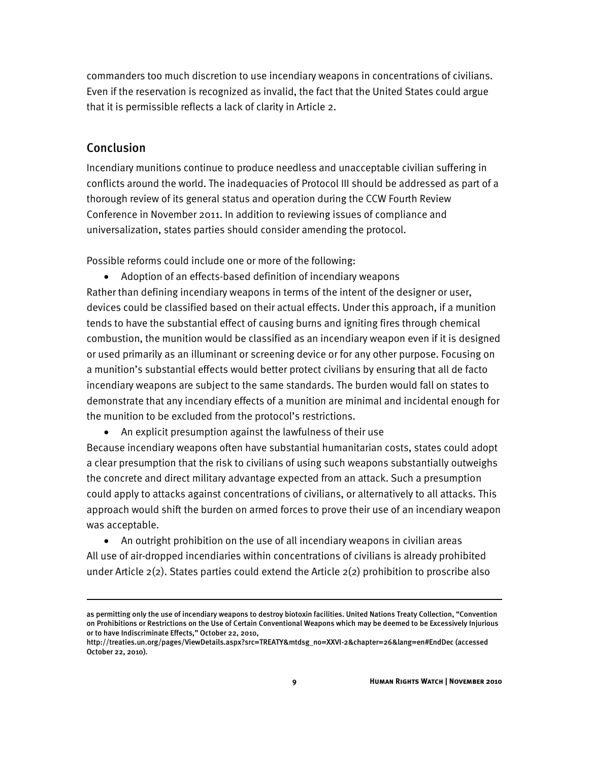commanders too much discretion to use incendiary weapons in concentrations of civilians. Even if the reservation is recognized as invalid, the fact that the United States could argue that it is permissible reflects a lack of clarity in Article 2.

## Conclusion

Incendiary munitions continue to produce needless and unacceptable civilian suffering in conflicts around the world. The inadequacies of Protocol III should be addressed as part of a thorough review of its general status and operation during the CCW Fourth Review Conference in November 2011. In addition to reviewing issues of compliance and universalization, states parties should consider amending the protocol.

Possible reforms could include one or more of the following:

- Adoption of an effects-based definition of incendiary weapons

Rather than defining incendiary weapons in terms of the intent of the designer or user, devices could be classified based on their actual effects. Under this approach, if a munition tends to have the substantial effect of causing burns and igniting fires through chemical combustion, the munition would be classified as an incendiary weapon even if it is designed or used primarily as an illuminant or screening device or for any other purpose. Focusing on a munition's substantial effects would better protect civilians by ensuring that all de facto incendiary weapons are subject to the same standards. The burden would fall on states to demonstrate that any incendiary effects of a munition are minimal and incidental enough for the munition to be excluded from the protocol's restrictions.

- An explicit presumption against the lawfulness of their use

Because incendiary weapons often have substantial humanitarian costs, states could adopt a clear presumption that the risk to civilians of using such weapons substantially outweighs the concrete and direct military advantage expected from an attack. Such a presumption could apply to attacks against concentrations of civilians, or alternatively to all attacks. This approach would shift the burden on armed forces to prove their use of an incendiary weapon was acceptable.

- An outright prohibition on the use of all incendiary weapons in civilian areas

All use of air-dropped incendiaries within concentrations of civilians is already prohibited under Article 2(2). States parties could extend the Article 2(2) prohibition to proscribe also

---

as permitting only the use of incendiary weapons to destroy biotoxin facilities. United Nations Treaty Collection, "Convention on Prohibitions or Restrictions on the Use of Certain Conventional Weapons which may be deemed to be Excessively Injurious or to have Indiscriminate Effects," October 22, 2010, http://treaties.un.org/pages/ViewDetails.aspx?src=TREATY&mtdsg_no=XXVI-2&chapter=26&lang=en#EndDec (accessed October 22, 2010).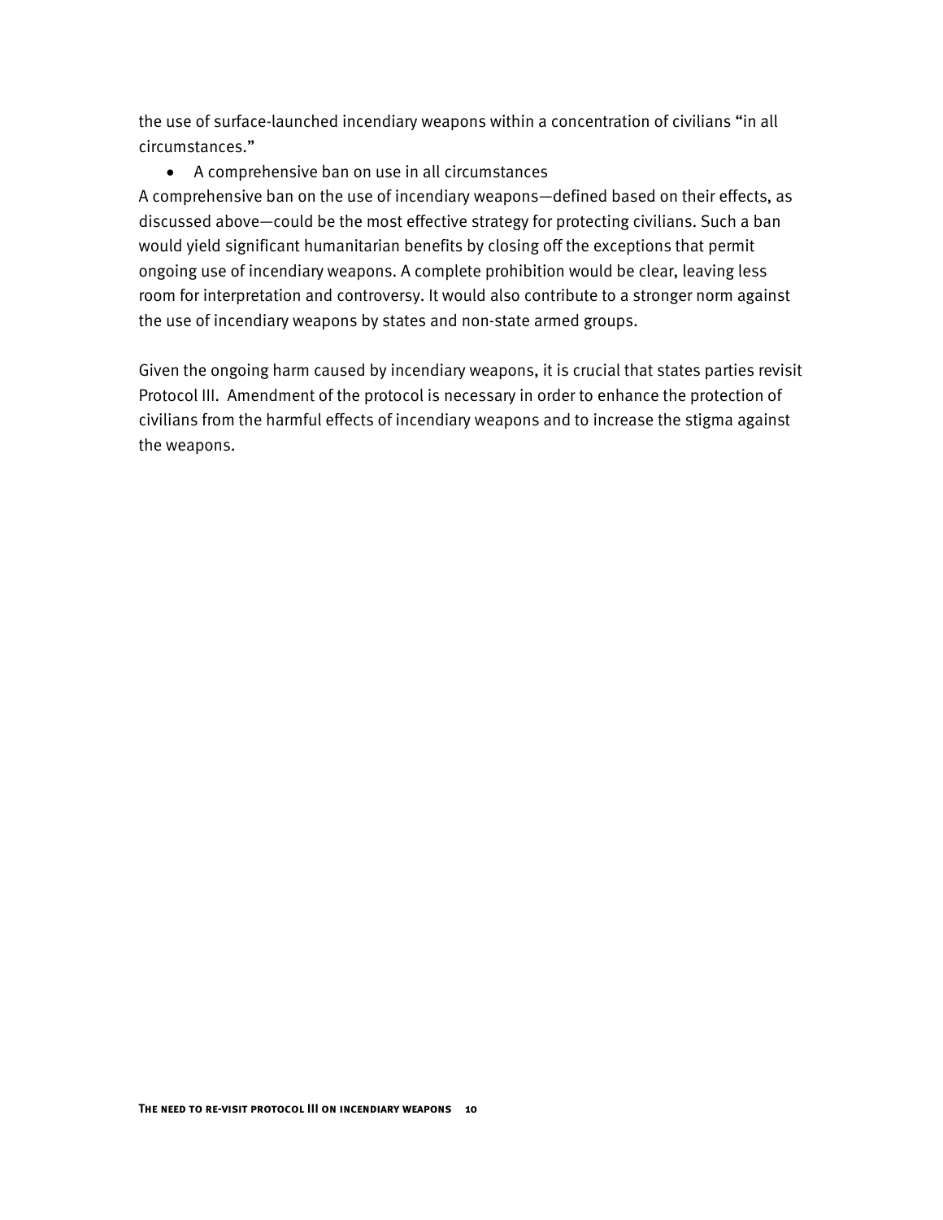the use of surface-launched incendiary weapons within a concentration of civilians "in all circumstances."

- A comprehensive ban on use in all circumstances

A comprehensive ban on the use of incendiary weapons—defined based on their effects, as discussed above—could be the most effective strategy for protecting civilians. Such a ban would yield significant humanitarian benefits by closing off the exceptions that permit ongoing use of incendiary weapons. A complete prohibition would be clear, leaving less room for interpretation and controversy. It would also contribute to a stronger norm against the use of incendiary weapons by states and non-state armed groups.

Given the ongoing harm caused by incendiary weapons, it is crucial that states parties revisit Protocol III. Amendment of the protocol is necessary in order to enhance the protection of civilians from the harmful effects of incendiary weapons and to increase the stigma against the weapons.